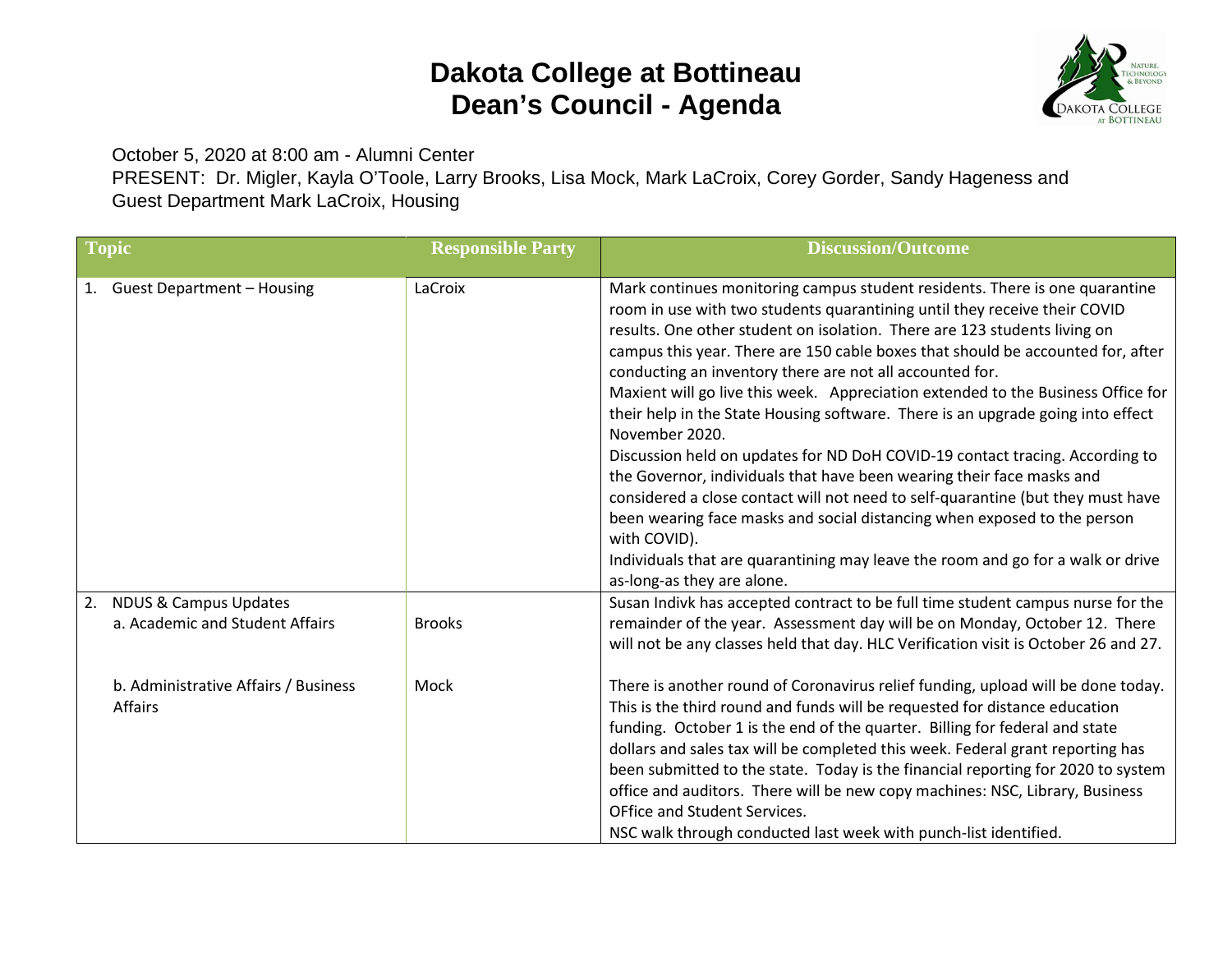# Dakota College at Bottineau
# Dean's Council - Agenda

October 5, 2020 at 8:00 am - Alumni Center
PRESENT: Dr. Migler, Kayla O'Toole, Larry Brooks, Lisa Mock, Mark LaCroix, Corey Gorder, Sandy Hageness and Guest Department Mark LaCroix, Housing

| Topic | Responsible Party | Discussion/Outcome |
|---|---|---|
| 1. Guest Department – Housing | LaCroix | Mark continues monitoring campus student residents. There is one quarantine room in use with two students quarantining until they receive their COVID results. One other student on isolation. There are 123 students living on campus this year. There are 150 cable boxes that should be accounted for, after conducting an inventory there are not all accounted for.<br>Maxient will go live this week. Appreciation extended to the Business Office for their help in the State Housing software. There is an upgrade going into effect November 2020.<br>Discussion held on updates for ND DoH COVID-19 contact tracing. According to the Governor, individuals that have been wearing their face masks and considered a close contact will not need to self-quarantine (but they must have been wearing face masks and social distancing when exposed to the person with COVID).<br>Individuals that are quarantining may leave the room and go for a walk or drive as-long-as they are alone. |
| 2. NDUS & Campus Updates<br>a. Academic and Student Affairs | Brooks | Susan Indivk has accepted contract to be full time student campus nurse for the remainder of the year. Assessment day will be on Monday, October 12. There will not be any classes held that day. HLC Verification visit is October 26 and 27. |
| b. Administrative Affairs / Business Affairs | Mock | There is another round of Coronavirus relief funding, upload will be done today. This is the third round and funds will be requested for distance education funding. October 1 is the end of the quarter. Billing for federal and state dollars and sales tax will be completed this week. Federal grant reporting has been submitted to the state. Today is the financial reporting for 2020 to system office and auditors. There will be new copy machines: NSC, Library, Business OFfice and Student Services.<br>NSC walk through conducted last week with punch-list identified. |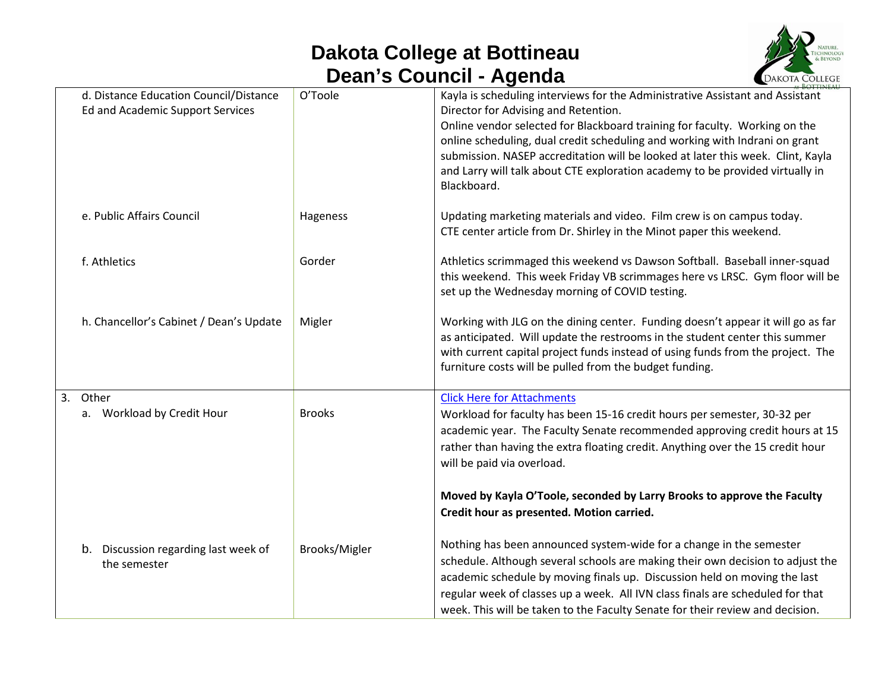# Dakota College at Bottineau
## Dean's Council - Agenda

| | | |
|---|---|---|
| d. Distance Education Council/Distance Ed and Academic Support Services | O'Toole | Kayla is scheduling interviews for the Administrative Assistant and Assistant Director for Advising and Retention.<br>Online vendor selected for Blackboard training for faculty. Working on the online scheduling, dual credit scheduling and working with Indrani on grant submission. NASEP accreditation will be looked at later this week. Clint, Kayla and Larry will talk about CTE exploration academy to be provided virtually in Blackboard. |
| e. Public Affairs Council | Hageness | Updating marketing materials and video. Film crew is on campus today.<br>CTE center article from Dr. Shirley in the Minot paper this weekend. |
| f. Athletics | Gorder | Athletics scrimmaged this weekend vs Dawson Softball. Baseball inner-squad this weekend. This week Friday VB scrimmages here vs LRSC. Gym floor will be set up the Wednesday morning of COVID testing. |
| h. Chancellor's Cabinet / Dean's Update | Migler | Working with JLG on the dining center. Funding doesn't appear it will go as far as anticipated. Will update the restrooms in the student center this summer with current capital project funds instead of using funds from the project. The furniture costs will be pulled from the budget funding. |
| 3. Other<br>a. Workload by Credit Hour | Brooks | Click Here for Attachments<br>Workload for faculty has been 15-16 credit hours per semester, 30-32 per academic year. The Faculty Senate recommended approving credit hours at 15 rather than having the extra floating credit. Anything over the 15 credit hour will be paid via overload.<br><br>**Moved by Kayla O'Toole, seconded by Larry Brooks to approve the Faculty Credit hour as presented. Motion carried.** |
| b. Discussion regarding last week of the semester | Brooks/Migler | Nothing has been announced system-wide for a change in the semester schedule. Although several schools are making their own decision to adjust the academic schedule by moving finals up. Discussion held on moving the last regular week of classes up a week. All IVN class finals are scheduled for that week. This will be taken to the Faculty Senate for their review and decision. |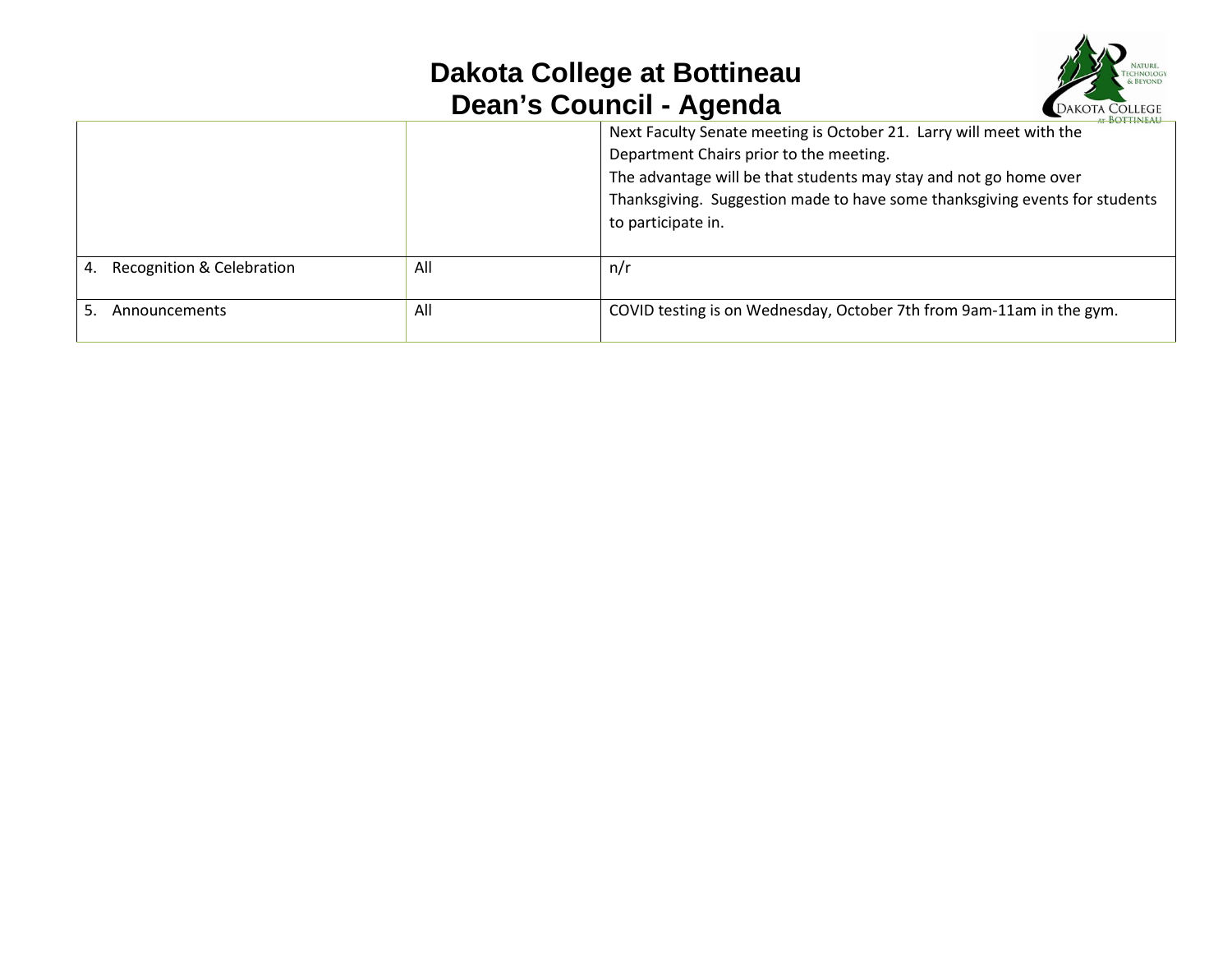| | | |
|---|---|---|
| | | Next Faculty Senate meeting is October 21. Larry will meet with the Department Chairs prior to the meeting.<br>The advantage will be that students may stay and not go home over Thanksgiving. Suggestion made to have some thanksgiving events for students to participate in. |
| 4. Recognition & Celebration | All | n/r |
| 5. Announcements | All | COVID testing is on Wednesday, October 7th from 9am-11am in the gym. |